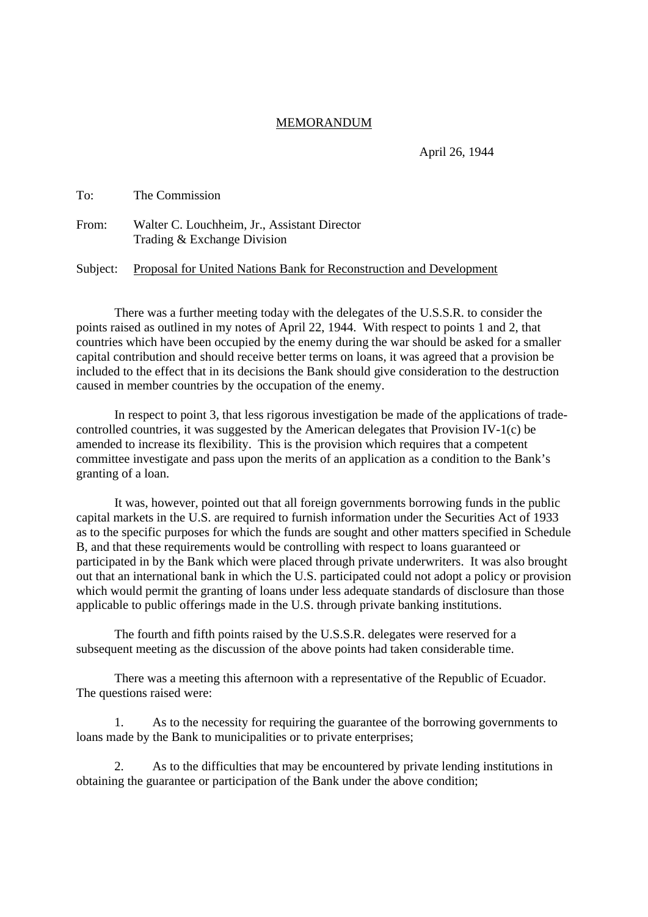MEMORANDUM

April 26, 1944

To: The Commission

From: Walter C. Louchheim, Jr., Assistant Director
Trading & Exchange Division

Subject: Proposal for United Nations Bank for Reconstruction and Development

There was a further meeting today with the delegates of the U.S.S.R. to consider the points raised as outlined in my notes of April 22, 1944. With respect to points 1 and 2, that countries which have been occupied by the enemy during the war should be asked for a smaller capital contribution and should receive better terms on loans, it was agreed that a provision be included to the effect that in its decisions the Bank should give consideration to the destruction caused in member countries by the occupation of the enemy.

In respect to point 3, that less rigorous investigation be made of the applications of trade-controlled countries, it was suggested by the American delegates that Provision IV-1(c) be amended to increase its flexibility. This is the provision which requires that a competent committee investigate and pass upon the merits of an application as a condition to the Bank's granting of a loan.

It was, however, pointed out that all foreign governments borrowing funds in the public capital markets in the U.S. are required to furnish information under the Securities Act of 1933 as to the specific purposes for which the funds are sought and other matters specified in Schedule B, and that these requirements would be controlling with respect to loans guaranteed or participated in by the Bank which were placed through private underwriters. It was also brought out that an international bank in which the U.S. participated could not adopt a policy or provision which would permit the granting of loans under less adequate standards of disclosure than those applicable to public offerings made in the U.S. through private banking institutions.

The fourth and fifth points raised by the U.S.S.R. delegates were reserved for a subsequent meeting as the discussion of the above points had taken considerable time.

There was a meeting this afternoon with a representative of the Republic of Ecuador. The questions raised were:

1. As to the necessity for requiring the guarantee of the borrowing governments to loans made by the Bank to municipalities or to private enterprises;

2. As to the difficulties that may be encountered by private lending institutions in obtaining the guarantee or participation of the Bank under the above condition;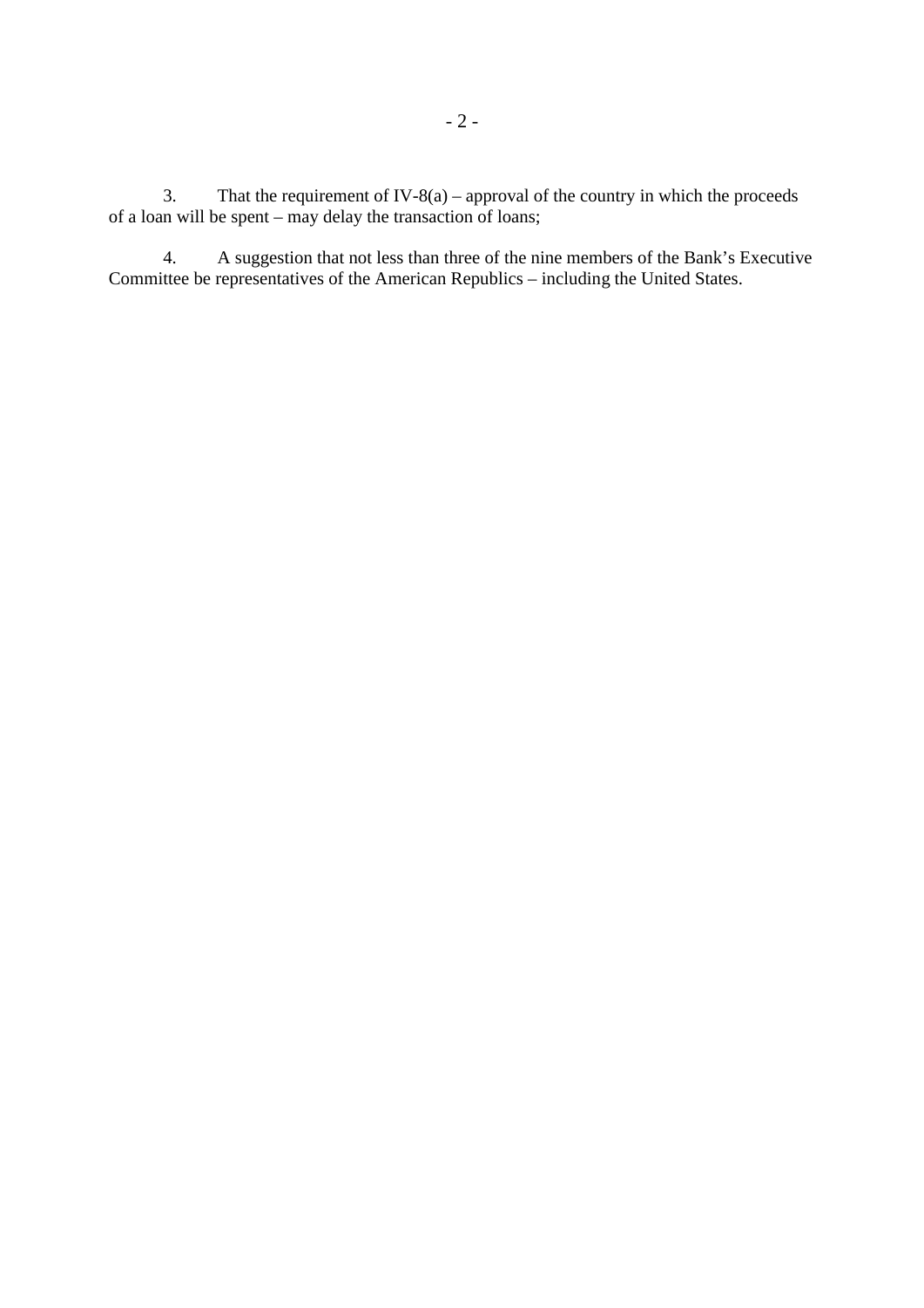3. That the requirement of IV-8(a) – approval of the country in which the proceeds of a loan will be spent – may delay the transaction of loans;

4. A suggestion that not less than three of the nine members of the Bank's Executive Committee be representatives of the American Republics – including the United States.